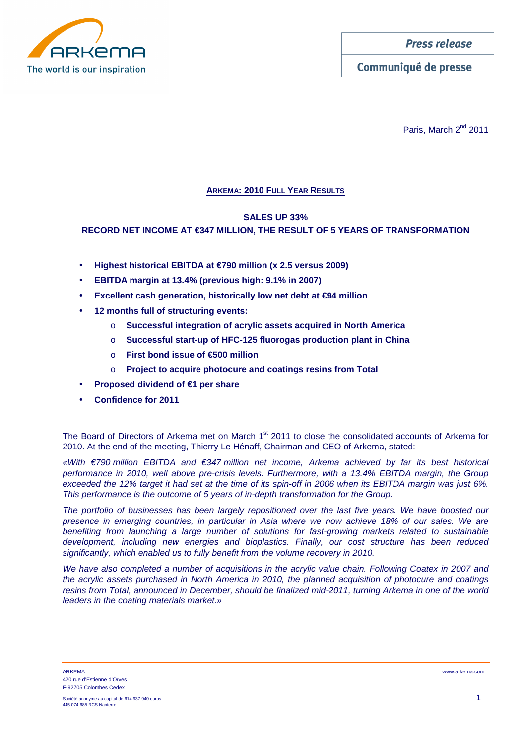Press release

Communiqué de presse

Paris, March 2nd 2011

**ARKEMA: 2010 FULL YEAR RESULTS**

**SALES UP 33%**

**RECORD NET INCOME AT €347 MILLION, THE RESULT OF 5 YEARS OF TRANSFORMATION**

- **Highest historical EBITDA at €790 million (x 2.5 versus 2009)**
- **EBITDA margin at 13.4% (previous high: 9.1% in 2007)**
- **Excellent cash generation, historically low net debt at €94 million**
- **12 months full of structuring events:**
  - **Successful integration of acrylic assets acquired in North America**
  - **Successful start-up of HFC-125 fluorogas production plant in China**
  - **First bond issue of €500 million**
  - **Project to acquire photocure and coatings resins from Total**
- **Proposed dividend of €1 per share**
- **Confidence for 2011**

The Board of Directors of Arkema met on March 1st 2011 to close the consolidated accounts of Arkema for 2010. At the end of the meeting, Thierry Le Hénaff, Chairman and CEO of Arkema, stated:

*«With €790 million EBITDA and €347 million net income, Arkema achieved by far its best historical performance in 2010, well above pre-crisis levels. Furthermore, with a 13.4% EBITDA margin, the Group exceeded the 12% target it had set at the time of its spin-off in 2006 when its EBITDA margin was just 6%. This performance is the outcome of 5 years of in-depth transformation for the Group.*

*The portfolio of businesses has been largely repositioned over the last five years. We have boosted our presence in emerging countries, in particular in Asia where we now achieve 18% of our sales. We are benefiting from launching a large number of solutions for fast-growing markets related to sustainable development, including new energies and bioplastics. Finally, our cost structure has been reduced significantly, which enabled us to fully benefit from the volume recovery in 2010.*

*We have also completed a number of acquisitions in the acrylic value chain. Following Coatex in 2007 and the acrylic assets purchased in North America in 2010, the planned acquisition of photocure and coatings resins from Total, announced in December, should be finalized mid-2011, turning Arkema in one of the world leaders in the coating materials market.»*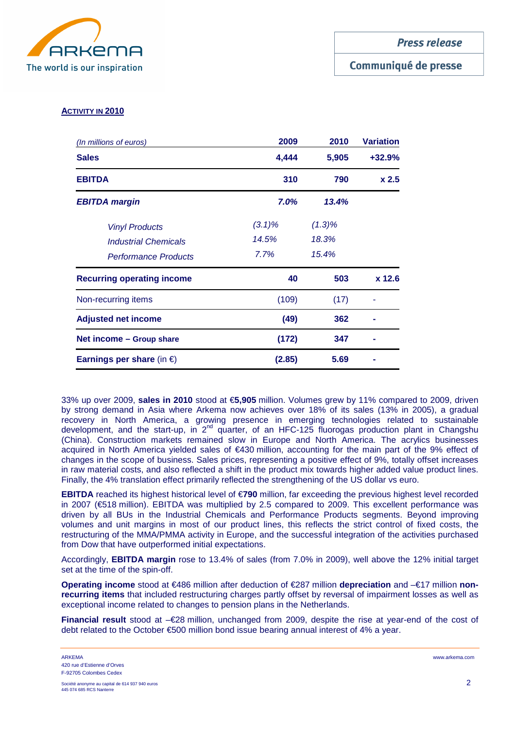## ACTIVITY IN 2010

| *(In millions of euros)* | 2009 | 2010 | Variation |
|---|---|---|---|
| **Sales** | **4,444** | **5,905** | **+32.9%** |
| **EBITDA** | **310** | **790** | **x 2.5** |
| ***EBITDA margin*** | ***7.0%*** | ***13.4%*** | |
| *Vinyl Products* | *(3.1)%* | *(1.3)%* | |
| *Industrial Chemicals* | *14.5%* | *18.3%* | |
| *Performance Products* | *7.7%* | *15.4%* | |
| **Recurring operating income** | **40** | **503** | **x 12.6** |
| Non-recurring items | (109) | (17) | - |
| **Adjusted net income** | **(49)** | **362** | **-** |
| **Net income – Group share** | **(172)** | **347** | **-** |
| **Earnings per share** (in €) | **(2.85)** | **5.69** | **-** |

33% up over 2009, **sales in 2010** stood at €**5,905** million. Volumes grew by 11% compared to 2009, driven by strong demand in Asia where Arkema now achieves over 18% of its sales (13% in 2005), a gradual recovery in North America, a growing presence in emerging technologies related to sustainable development, and the start-up, in 2nd quarter, of an HFC-125 fluorogas production plant in Changshu (China). Construction markets remained slow in Europe and North America. The acrylics businesses acquired in North America yielded sales of €430 million, accounting for the main part of the 9% effect of changes in the scope of business. Sales prices, representing a positive effect of 9%, totally offset increases in raw material costs, and also reflected a shift in the product mix towards higher added value product lines. Finally, the 4% translation effect primarily reflected the strengthening of the US dollar vs euro.

**EBITDA** reached its highest historical level of €**790** million, far exceeding the previous highest level recorded in 2007 (€518 million). EBITDA was multiplied by 2.5 compared to 2009. This excellent performance was driven by all BUs in the Industrial Chemicals and Performance Products segments. Beyond improving volumes and unit margins in most of our product lines, this reflects the strict control of fixed costs, the restructuring of the MMA/PMMA activity in Europe, and the successful integration of the activities purchased from Dow that have outperformed initial expectations.

Accordingly, **EBITDA margin** rose to 13.4% of sales (from 7.0% in 2009), well above the 12% initial target set at the time of the spin-off.

**Operating income** stood at €486 million after deduction of €287 million **depreciation** and –€17 million **non-recurring items** that included restructuring charges partly offset by reversal of impairment losses as well as exceptional income related to changes to pension plans in the Netherlands.

**Financial result** stood at –€28 million, unchanged from 2009, despite the rise at year-end of the cost of debt related to the October €500 million bond issue bearing annual interest of 4% a year.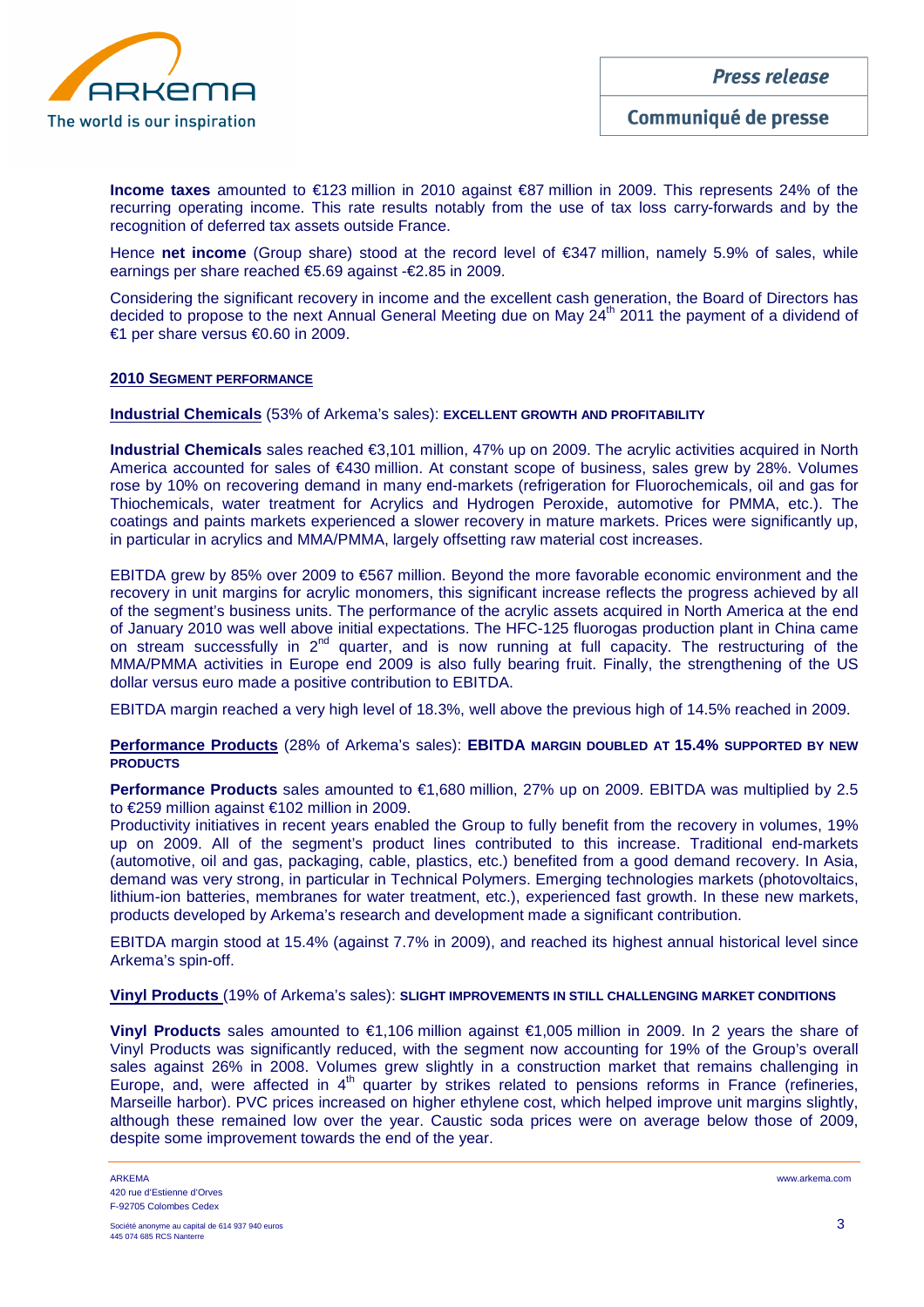**Income taxes** amounted to €123 million in 2010 against €87 million in 2009. This represents 24% of the recurring operating income. This rate results notably from the use of tax loss carry-forwards and by the recognition of deferred tax assets outside France.

Hence **net income** (Group share) stood at the record level of €347 million, namely 5.9% of sales, while earnings per share reached €5.69 against -€2.85 in 2009.

Considering the significant recovery in income and the excellent cash generation, the Board of Directors has decided to propose to the next Annual General Meeting due on May 24th 2011 the payment of a dividend of €1 per share versus €0.60 in 2009.

## 2010 SEGMENT PERFORMANCE

### Industrial Chemicals (53% of Arkema's sales): EXCELLENT GROWTH AND PROFITABILITY

**Industrial Chemicals** sales reached €3,101 million, 47% up on 2009. The acrylic activities acquired in North America accounted for sales of €430 million. At constant scope of business, sales grew by 28%. Volumes rose by 10% on recovering demand in many end-markets (refrigeration for Fluorochemicals, oil and gas for Thiochemicals, water treatment for Acrylics and Hydrogen Peroxide, automotive for PMMA, etc.). The coatings and paints markets experienced a slower recovery in mature markets. Prices were significantly up, in particular in acrylics and MMA/PMMA, largely offsetting raw material cost increases.

EBITDA grew by 85% over 2009 to €567 million. Beyond the more favorable economic environment and the recovery in unit margins for acrylic monomers, this significant increase reflects the progress achieved by all of the segment's business units. The performance of the acrylic assets acquired in North America at the end of January 2010 was well above initial expectations. The HFC-125 fluorogas production plant in China came on stream successfully in 2nd quarter, and is now running at full capacity. The restructuring of the MMA/PMMA activities in Europe end 2009 is also fully bearing fruit. Finally, the strengthening of the US dollar versus euro made a positive contribution to EBITDA.

EBITDA margin reached a very high level of 18.3%, well above the previous high of 14.5% reached in 2009.

### Performance Products (28% of Arkema's sales): EBITDA MARGIN DOUBLED AT 15.4% SUPPORTED BY NEW PRODUCTS

**Performance Products** sales amounted to €1,680 million, 27% up on 2009. EBITDA was multiplied by 2.5 to €259 million against €102 million in 2009.
Productivity initiatives in recent years enabled the Group to fully benefit from the recovery in volumes, 19% up on 2009. All of the segment's product lines contributed to this increase. Traditional end-markets (automotive, oil and gas, packaging, cable, plastics, etc.) benefited from a good demand recovery. In Asia, demand was very strong, in particular in Technical Polymers. Emerging technologies markets (photovoltaics, lithium-ion batteries, membranes for water treatment, etc.), experienced fast growth. In these new markets, products developed by Arkema's research and development made a significant contribution.

EBITDA margin stood at 15.4% (against 7.7% in 2009), and reached its highest annual historical level since Arkema's spin-off.

### Vinyl Products (19% of Arkema's sales): SLIGHT IMPROVEMENTS IN STILL CHALLENGING MARKET CONDITIONS

**Vinyl Products** sales amounted to €1,106 million against €1,005 million in 2009. In 2 years the share of Vinyl Products was significantly reduced, with the segment now accounting for 19% of the Group's overall sales against 26% in 2008. Volumes grew slightly in a construction market that remains challenging in Europe, and, were affected in 4th quarter by strikes related to pensions reforms in France (refineries, Marseille harbor). PVC prices increased on higher ethylene cost, which helped improve unit margins slightly, although these remained low over the year. Caustic soda prices were on average below those of 2009, despite some improvement towards the end of the year.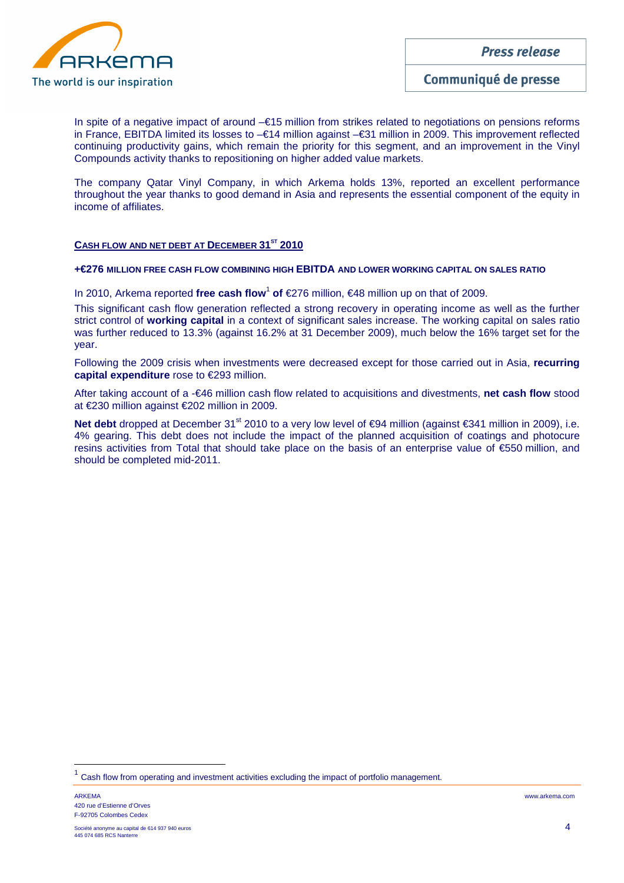In spite of a negative impact of around –€15 million from strikes related to negotiations on pensions reforms in France, EBITDA limited its losses to –€14 million against –€31 million in 2009. This improvement reflected continuing productivity gains, which remain the priority for this segment, and an improvement in the Vinyl Compounds activity thanks to repositioning on higher added value markets.

The company Qatar Vinyl Company, in which Arkema holds 13%, reported an excellent performance throughout the year thanks to good demand in Asia and represents the essential component of the equity in income of affiliates.

## CASH FLOW AND NET DEBT AT DECEMBER 31ST 2010

### +€276 MILLION FREE CASH FLOW COMBINING HIGH EBITDA AND LOWER WORKING CAPITAL ON SALES RATIO

In 2010, Arkema reported **free cash flow**[1] **of** €276 million, €48 million up on that of 2009.

This significant cash flow generation reflected a strong recovery in operating income as well as the further strict control of **working capital** in a context of significant sales increase. The working capital on sales ratio was further reduced to 13.3% (against 16.2% at 31 December 2009), much below the 16% target set for the year.

Following the 2009 crisis when investments were decreased except for those carried out in Asia, **recurring capital expenditure** rose to €293 million.

After taking account of a -€46 million cash flow related to acquisitions and divestments, **net cash flow** stood at €230 million against €202 million in 2009.

**Net debt** dropped at December 31st 2010 to a very low level of €94 million (against €341 million in 2009), i.e. 4% gearing. This debt does not include the impact of the planned acquisition of coatings and photocure resins activities from Total that should take place on the basis of an enterprise value of €550 million, and should be completed mid-2011.

[1] Cash flow from operating and investment activities excluding the impact of portfolio management.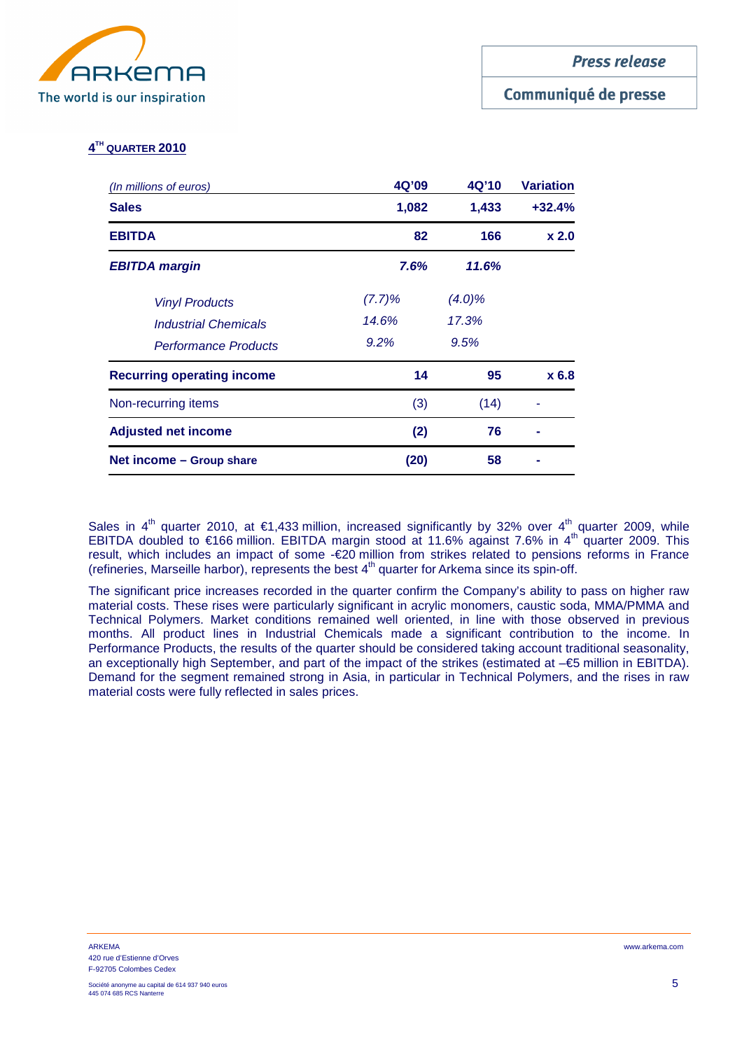## 4[TH] QUARTER 2010

| *(In millions of euros)* | 4Q'09 | 4Q'10 | Variation |
|---|---|---|---|
| **Sales** | **1,082** | **1,433** | **+32.4%** |
| **EBITDA** | **82** | **166** | **x 2.0** |
| ***EBITDA margin*** | ***7.6%*** | ***11.6%*** | |
| *Vinyl Products* | *(7.7)%* | *(4.0)%* | |
| *Industrial Chemicals* | *14.6%* | *17.3%* | |
| *Performance Products* | *9.2%* | *9.5%* | |
| **Recurring operating income** | **14** | **95** | **x 6.8** |
| Non-recurring items | (3) | (14) | - |
| **Adjusted net income** | **(2)** | **76** | **-** |
| **Net income – Group share** | **(20)** | **58** | **-** |

Sales in 4[th] quarter 2010, at €1,433 million, increased significantly by 32% over 4[th] quarter 2009, while EBITDA doubled to €166 million. EBITDA margin stood at 11.6% against 7.6% in 4[th] quarter 2009. This result, which includes an impact of some -€20 million from strikes related to pensions reforms in France (refineries, Marseille harbor), represents the best 4[th] quarter for Arkema since its spin-off.

The significant price increases recorded in the quarter confirm the Company's ability to pass on higher raw material costs. These rises were particularly significant in acrylic monomers, caustic soda, MMA/PMMA and Technical Polymers. Market conditions remained well oriented, in line with those observed in previous months. All product lines in Industrial Chemicals made a significant contribution to the income. In Performance Products, the results of the quarter should be considered taking account traditional seasonality, an exceptionally high September, and part of the impact of the strikes (estimated at –€5 million in EBITDA). Demand for the segment remained strong in Asia, in particular in Technical Polymers, and the rises in raw material costs were fully reflected in sales prices.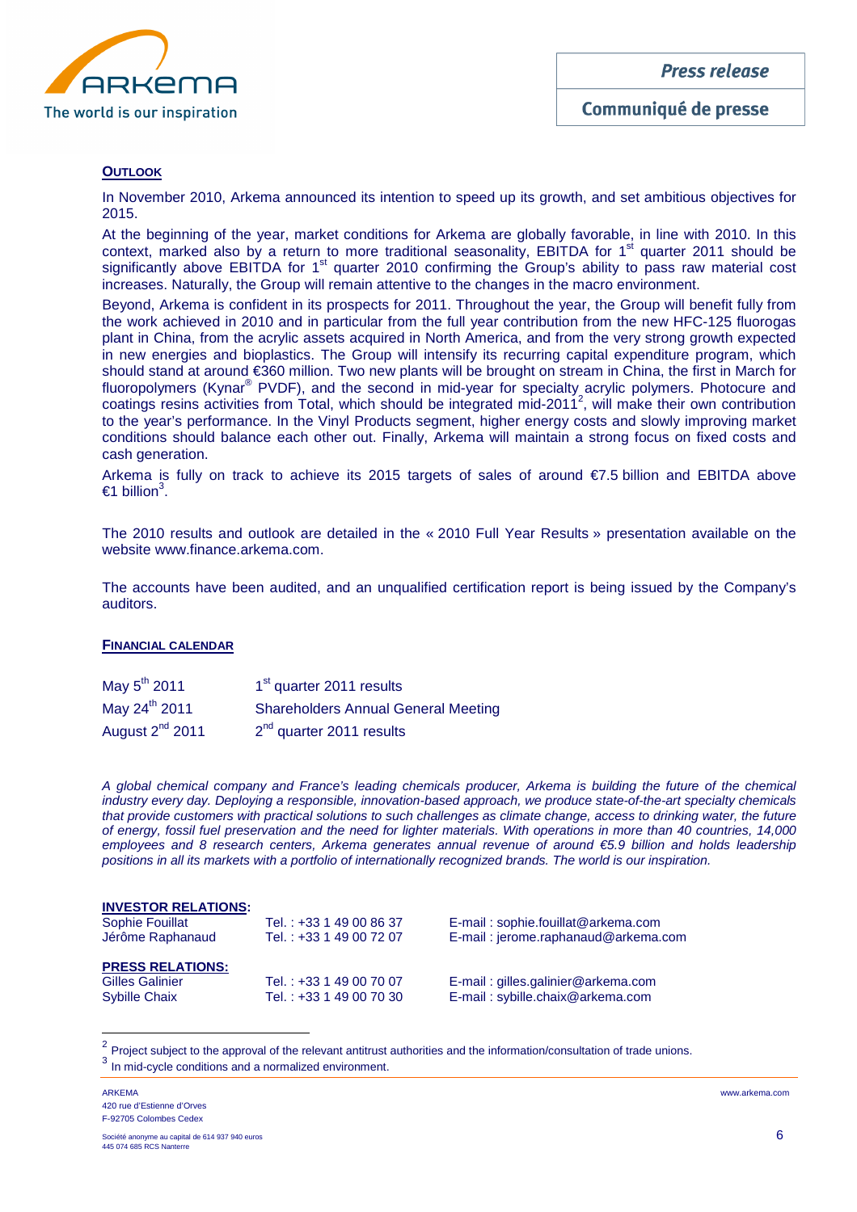## OUTLOOK

In November 2010, Arkema announced its intention to speed up its growth, and set ambitious objectives for 2015.

At the beginning of the year, market conditions for Arkema are globally favorable, in line with 2010. In this context, marked also by a return to more traditional seasonality, EBITDA for 1st quarter 2011 should be significantly above EBITDA for 1st quarter 2010 confirming the Group's ability to pass raw material cost increases. Naturally, the Group will remain attentive to the changes in the macro environment.

Beyond, Arkema is confident in its prospects for 2011. Throughout the year, the Group will benefit fully from the work achieved in 2010 and in particular from the full year contribution from the new HFC-125 fluorogas plant in China, from the acrylic assets acquired in North America, and from the very strong growth expected in new energies and bioplastics. The Group will intensify its recurring capital expenditure program, which should stand at around €360 million. Two new plants will be brought on stream in China, the first in March for fluoropolymers (Kynar® PVDF), and the second in mid-year for specialty acrylic polymers. Photocure and coatings resins activities from Total, which should be integrated mid-2011[2], will make their own contribution to the year's performance. In the Vinyl Products segment, higher energy costs and slowly improving market conditions should balance each other out. Finally, Arkema will maintain a strong focus on fixed costs and cash generation.

Arkema is fully on track to achieve its 2015 targets of sales of around €7.5 billion and EBITDA above €1 billion[3].

The 2010 results and outlook are detailed in the « 2010 Full Year Results » presentation available on the website www.finance.arkema.com.

The accounts have been audited, and an unqualified certification report is being issued by the Company's auditors.

## FINANCIAL CALENDAR

| | |
|---|---|
| May 5th 2011 | 1st quarter 2011 results |
| May 24th 2011 | Shareholders Annual General Meeting |
| August 2nd 2011 | 2nd quarter 2011 results |

*A global chemical company and France's leading chemicals producer, Arkema is building the future of the chemical industry every day. Deploying a responsible, innovation-based approach, we produce state-of-the-art specialty chemicals that provide customers with practical solutions to such challenges as climate change, access to drinking water, the future of energy, fossil fuel preservation and the need for lighter materials. With operations in more than 40 countries, 14,000 employees and 8 research centers, Arkema generates annual revenue of around €5.9 billion and holds leadership positions in all its markets with a portfolio of internationally recognized brands. The world is our inspiration.*

**INVESTOR RELATIONS:**

| | | |
|---|---|---|
| Sophie Fouillat | Tel. : +33 1 49 00 86 37 | E-mail : sophie.fouillat@arkema.com |
| Jérôme Raphanaud | Tel. : +33 1 49 00 72 07 | E-mail : jerome.raphanaud@arkema.com |

**PRESS RELATIONS:**

| | | |
|---|---|---|
| Gilles Galinier | Tel. : +33 1 49 00 70 07 | E-mail : gilles.galinier@arkema.com |
| Sybille Chaix | Tel. : +33 1 49 00 70 30 | E-mail : sybille.chaix@arkema.com |

[2] Project subject to the approval of the relevant antitrust authorities and the information/consultation of trade unions.

[3] In mid-cycle conditions and a normalized environment.

ARKEMA
420 rue d'Estienne d'Orves
F-92705 Colombes Cedex

Société anonyme au capital de 614 937 940 euros
445 074 685 RCS Nanterre

www.arkema.com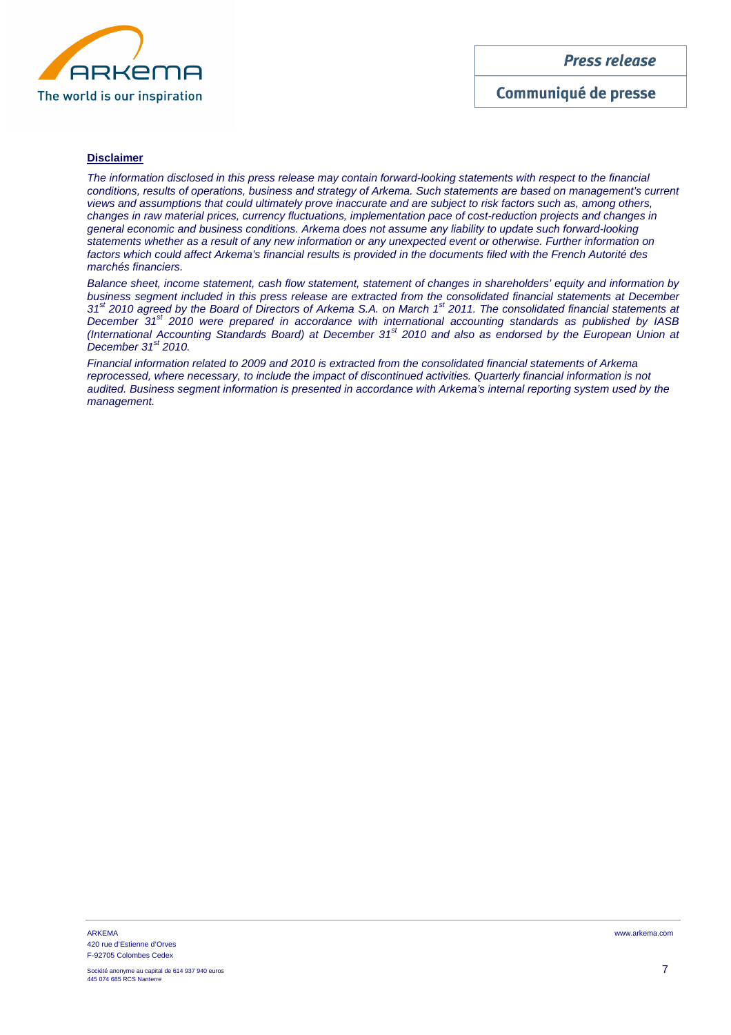**Disclaimer**

*The information disclosed in this press release may contain forward-looking statements with respect to the financial conditions, results of operations, business and strategy of Arkema. Such statements are based on management's current views and assumptions that could ultimately prove inaccurate and are subject to risk factors such as, among others, changes in raw material prices, currency fluctuations, implementation pace of cost-reduction projects and changes in general economic and business conditions. Arkema does not assume any liability to update such forward-looking statements whether as a result of any new information or any unexpected event or otherwise. Further information on factors which could affect Arkema's financial results is provided in the documents filed with the French Autorité des marchés financiers.*

*Balance sheet, income statement, cash flow statement, statement of changes in shareholders' equity and information by business segment included in this press release are extracted from the consolidated financial statements at December 31st 2010 agreed by the Board of Directors of Arkema S.A. on March 1st 2011. The consolidated financial statements at December 31st 2010 were prepared in accordance with international accounting standards as published by IASB (International Accounting Standards Board) at December 31st 2010 and also as endorsed by the European Union at December 31st 2010.*

*Financial information related to 2009 and 2010 is extracted from the consolidated financial statements of Arkema reprocessed, where necessary, to include the impact of discontinued activities. Quarterly financial information is not audited. Business segment information is presented in accordance with Arkema's internal reporting system used by the management.*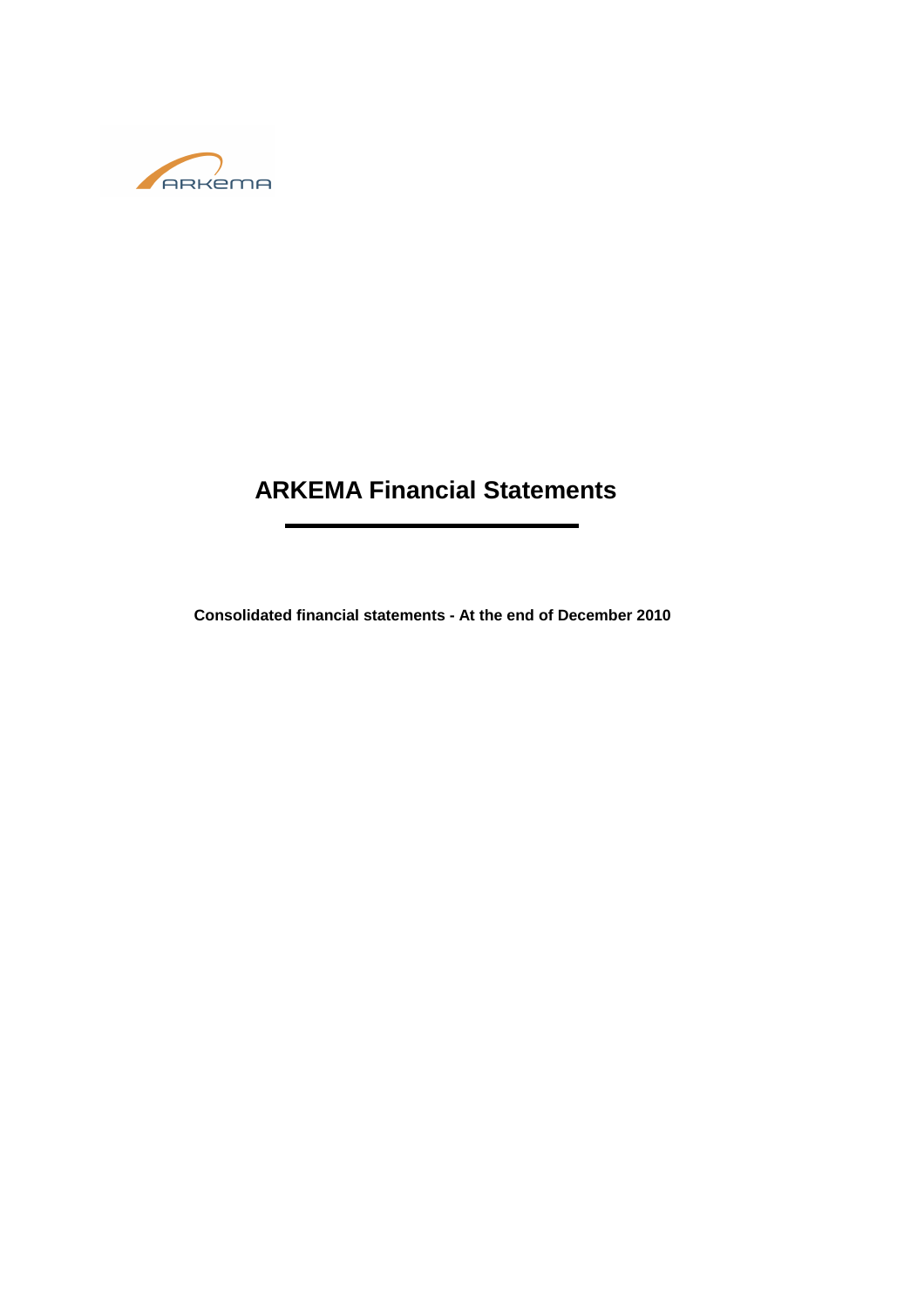# ARKEMA Financial Statements

**Consolidated financial statements - At the end of December 2010**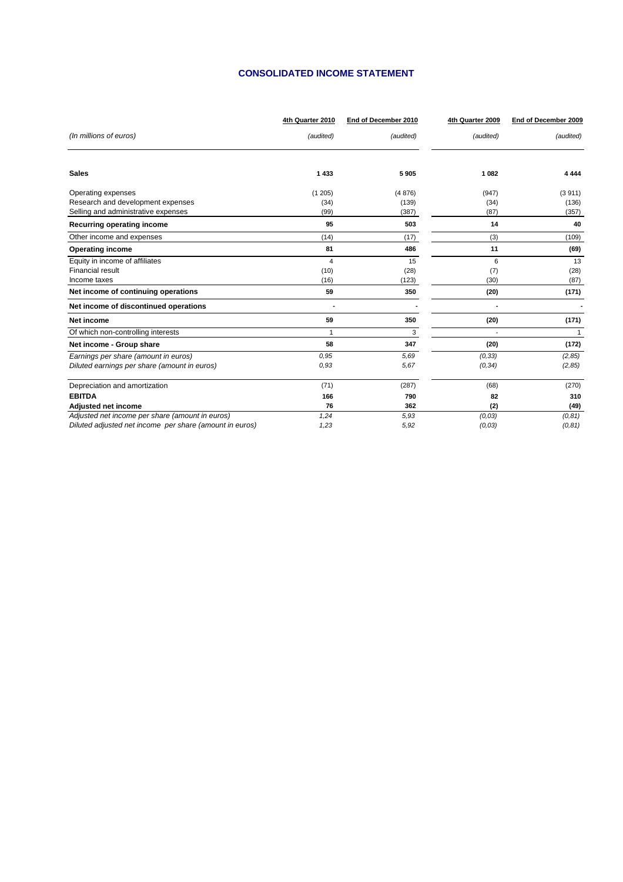## CONSOLIDATED INCOME STATEMENT

| (In millions of euros) | 4th Quarter 2010 (audited) | End of December 2010 (audited) | 4th Quarter 2009 (audited) | End of December 2009 (audited) |
|---|---|---|---|---|
| **Sales** | **1 433** | **5 905** | **1 082** | **4 444** |
| Operating expenses | (1 205) | (4 876) | (947) | (3 911) |
| Research and development expenses | (34) | (139) | (34) | (136) |
| Selling and administrative expenses | (99) | (387) | (87) | (357) |
| **Recurring operating income** | **95** | **503** | **14** | **40** |
| Other income and expenses | (14) | (17) | (3) | (109) |
| **Operating income** | **81** | **486** | **11** | **(69)** |
| Equity in income of affiliates | 4 | 15 | 6 | 13 |
| Financial result | (10) | (28) | (7) | (28) |
| Income taxes | (16) | (123) | (30) | (87) |
| **Net income of continuing operations** | **59** | **350** | **(20)** | **(171)** |
| **Net income of discontinued operations** | **-** | **-** | **-** | **-** |
| **Net income** | **59** | **350** | **(20)** | **(171)** |
| Of which non-controlling interests | 1 | 3 | - | 1 |
| **Net income - Group share** | **58** | **347** | **(20)** | **(172)** |
| *Earnings per share (amount in euros)* | *0,95* | *5,69* | *(0,33)* | *(2,85)* |
| *Diluted earnings per share (amount in euros)* | *0,93* | *5,67* | *(0,34)* | *(2,85)* |
| Depreciation and amortization | (71) | (287) | (68) | (270) |
| **EBITDA** | **166** | **790** | **82** | **310** |
| **Adjusted net income** | **76** | **362** | **(2)** | **(49)** |
| *Adjusted net income per share (amount in euros)* | *1,24* | *5,93* | *(0,03)* | *(0,81)* |
| *Diluted adjusted net income per share (amount in euros)* | *1,23* | *5,92* | *(0,03)* | *(0,81)* |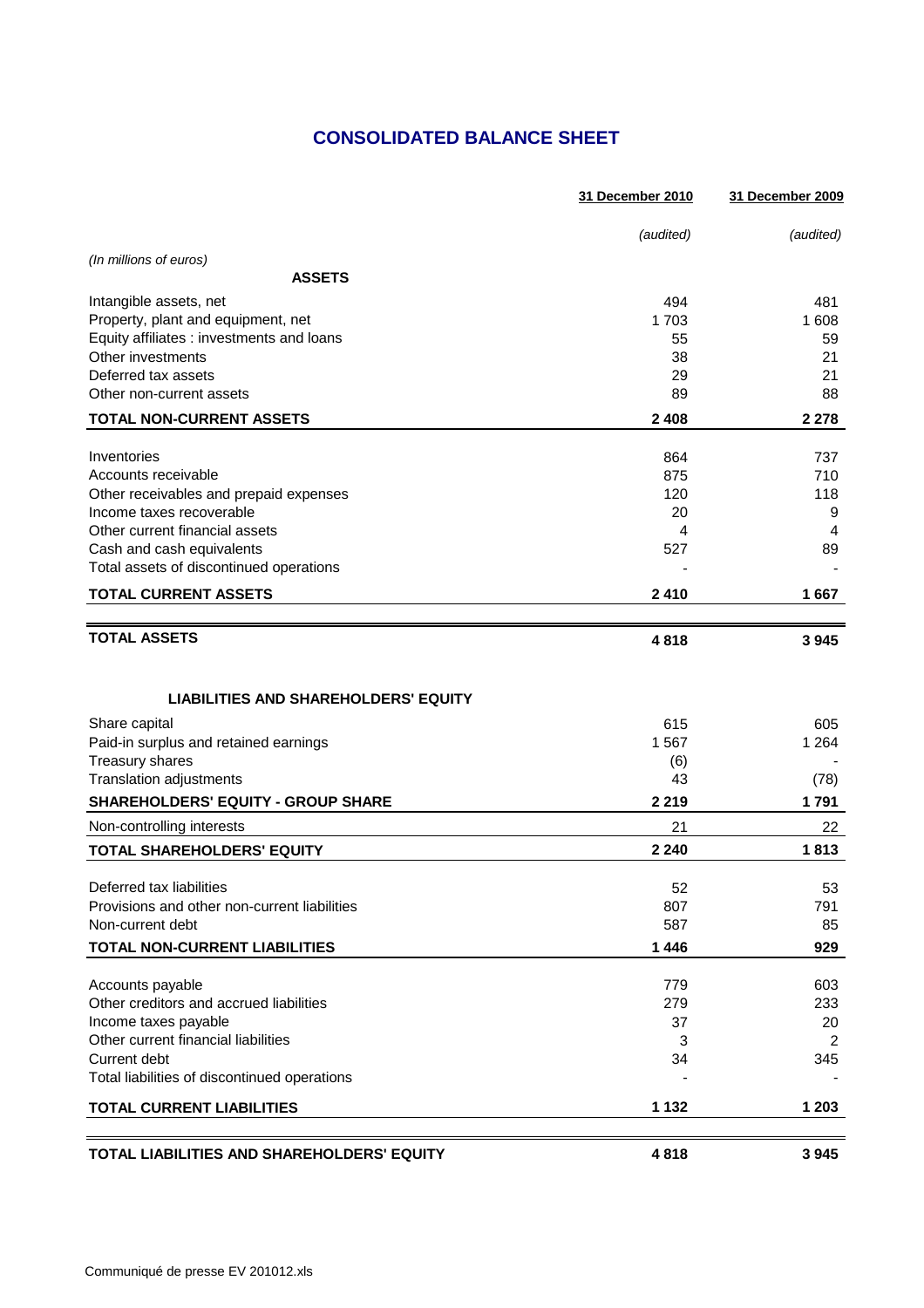## CONSOLIDATED BALANCE SHEET

| | 31 December 2010 | 31 December 2009 |
|---|---|---|
| | *(audited)* | *(audited)* |
| *(In millions of euros)* | | |
| **ASSETS** | | |
| Intangible assets, net | 494 | 481 |
| Property, plant and equipment, net | 1 703 | 1 608 |
| Equity affiliates : investments and loans | 55 | 59 |
| Other investments | 38 | 21 |
| Deferred tax assets | 29 | 21 |
| Other non-current assets | 89 | 88 |
| **TOTAL NON-CURRENT ASSETS** | **2 408** | **2 278** |
| Inventories | 864 | 737 |
| Accounts receivable | 875 | 710 |
| Other receivables and prepaid expenses | 120 | 118 |
| Income taxes recoverable | 20 | 9 |
| Other current financial assets | 4 | 4 |
| Cash and cash equivalents | 527 | 89 |
| Total assets of discontinued operations | - | - |
| **TOTAL CURRENT ASSETS** | **2 410** | **1 667** |
| **TOTAL ASSETS** | **4 818** | **3 945** |
| **LIABILITIES AND SHAREHOLDERS' EQUITY** | | |
| Share capital | 615 | 605 |
| Paid-in surplus and retained earnings | 1 567 | 1 264 |
| Treasury shares | (6) | - |
| Translation adjustments | 43 | (78) |
| **SHAREHOLDERS' EQUITY - GROUP SHARE** | **2 219** | **1 791** |
| Non-controlling interests | 21 | 22 |
| **TOTAL SHAREHOLDERS' EQUITY** | **2 240** | **1 813** |
| Deferred tax liabilities | 52 | 53 |
| Provisions and other non-current liabilities | 807 | 791 |
| Non-current debt | 587 | 85 |
| **TOTAL NON-CURRENT LIABILITIES** | **1 446** | **929** |
| Accounts payable | 779 | 603 |
| Other creditors and accrued liabilities | 279 | 233 |
| Income taxes payable | 37 | 20 |
| Other current financial liabilities | 3 | 2 |
| Current debt | 34 | 345 |
| Total liabilities of discontinued operations | - | - |
| **TOTAL CURRENT LIABILITIES** | **1 132** | **1 203** |
| **TOTAL LIABILITIES AND SHAREHOLDERS' EQUITY** | **4 818** | **3 945** |

Communiqué de presse EV 201012.xls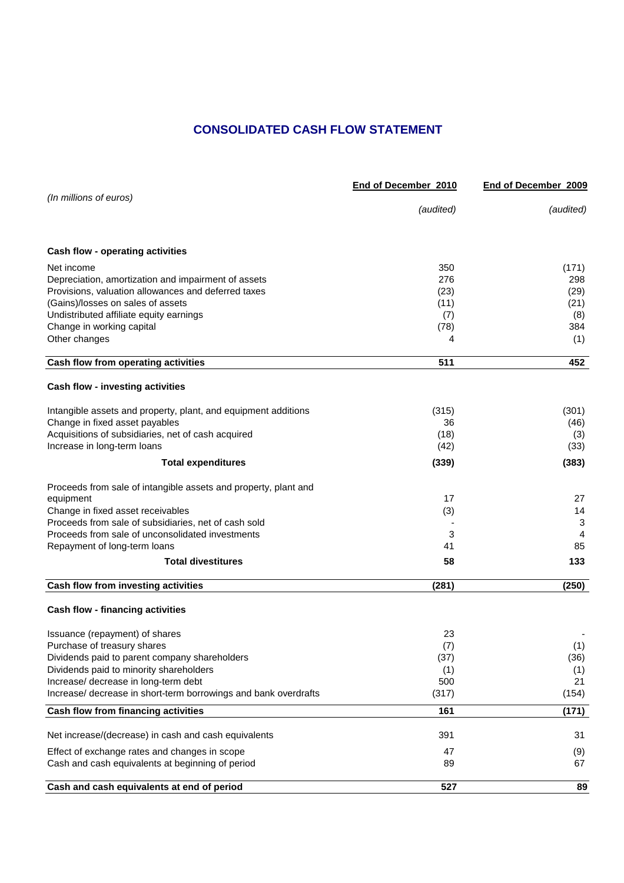# CONSOLIDATED CASH FLOW STATEMENT

| (In millions of euros) | End of December 2010 (audited) | End of December 2009 (audited) |
|---|---|---|
| **Cash flow - operating activities** | | |
| Net income | 350 | (171) |
| Depreciation, amortization and impairment of assets | 276 | 298 |
| Provisions, valuation allowances and deferred taxes | (23) | (29) |
| (Gains)/losses on sales of assets | (11) | (21) |
| Undistributed affiliate equity earnings | (7) | (8) |
| Change in working capital | (78) | 384 |
| Other changes | 4 | (1) |
| **Cash flow from operating activities** | **511** | **452** |
| **Cash flow - investing activities** | | |
| Intangible assets and property, plant, and equipment additions | (315) | (301) |
| Change in fixed asset payables | 36 | (46) |
| Acquisitions of subsidiaries, net of cash acquired | (18) | (3) |
| Increase in long-term loans | (42) | (33) |
| **Total expenditures** | **(339)** | **(383)** |
| Proceeds from sale of intangible assets and property, plant and equipment | 17 | 27 |
| Change in fixed asset receivables | (3) | 14 |
| Proceeds from sale of subsidiaries, net of cash sold | - | 3 |
| Proceeds from sale of unconsolidated investments | 3 | 4 |
| Repayment of long-term loans | 41 | 85 |
| **Total divestitures** | **58** | **133** |
| **Cash flow from investing activities** | **(281)** | **(250)** |
| **Cash flow - financing activities** | | |
| Issuance (repayment) of shares | 23 | - |
| Purchase of treasury shares | (7) | (1) |
| Dividends paid to parent company shareholders | (37) | (36) |
| Dividends paid to minority shareholders | (1) | (1) |
| Increase/ decrease in long-term debt | 500 | 21 |
| Increase/ decrease in short-term borrowings and bank overdrafts | (317) | (154) |
| **Cash flow from financing activities** | **161** | **(171)** |
| Net increase/(decrease) in cash and cash equivalents | 391 | 31 |
| Effect of exchange rates and changes in scope | 47 | (9) |
| Cash and cash equivalents at beginning of period | 89 | 67 |
| **Cash and cash equivalents at end of period** | **527** | **89** |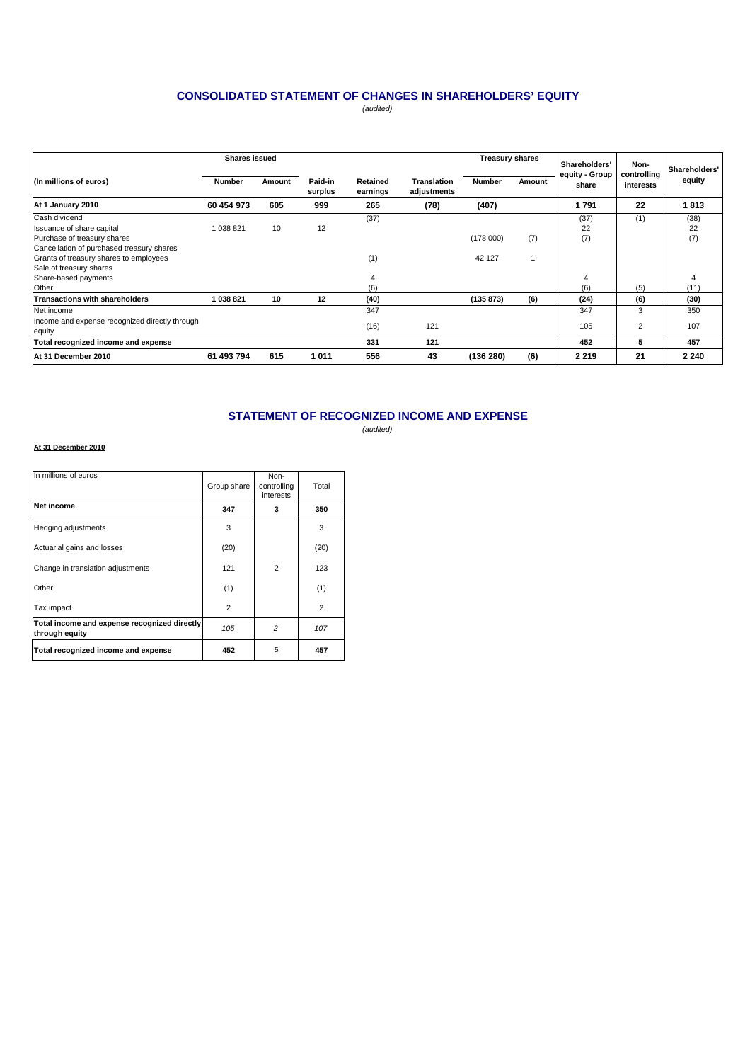## CONSOLIDATED STATEMENT OF CHANGES IN SHAREHOLDERS' EQUITY

*(audited)*

| (In millions of euros) | Shares issued | | Paid-in surplus | Retained earnings | Translation adjustments | Treasury shares | | Shareholders' equity - Group share | Non-controlling interests | Shareholders' equity |
|---|---|---|---|---|---|---|---|---|---|---|
| | Number | Amount | | | | Number | Amount | | | |
| **At 1 January 2010** | **60 454 973** | **605** | **999** | **265** | **(78)** | **(407)** | | **1 791** | **22** | **1 813** |
| Cash dividend | | | | (37) | | | | (37) | (1) | (38) |
| Issuance of share capital | 1 038 821 | 10 | 12 | | | | | 22 | | 22 |
| Purchase of treasury shares | | | | | | (178 000) | (7) | (7) | | (7) |
| Cancellation of purchased treasury shares | | | | | | | | | | |
| Grants of treasury shares to employees | | | | (1) | | 42 127 | 1 | | | |
| Sale of treasury shares | | | | | | | | | | |
| Share-based payments | | | | 4 | | | | 4 | | 4 |
| Other | | | | (6) | | | | (6) | (5) | (11) |
| **Transactions with shareholders** | **1 038 821** | **10** | **12** | **(40)** | | **(135 873)** | **(6)** | **(24)** | **(6)** | **(30)** |
| Net income | | | | 347 | | | | 347 | 3 | 350 |
| Income and expense recognized directly through equity | | | | (16) | 121 | | | 105 | 2 | 107 |
| **Total recognized income and expense** | | | | **331** | **121** | | | **452** | **5** | **457** |
| **At 31 December 2010** | **61 493 794** | **615** | **1 011** | **556** | **43** | **(136 280)** | **(6)** | **2 219** | **21** | **2 240** |

## STATEMENT OF RECOGNIZED INCOME AND EXPENSE

*(audited)*

**At 31 December 2010**

| In millions of euros | Group share | Non-controlling interests | Total |
|---|---|---|---|
| **Net income** | **347** | **3** | **350** |
| Hedging adjustments | 3 | | 3 |
| Actuarial gains and losses | (20) | | (20) |
| Change in translation adjustments | 121 | 2 | 123 |
| Other | (1) | | (1) |
| Tax impact | 2 | | 2 |
| **Total income and expense recognized directly through equity** | *105* | *2* | *107* |
| **Total recognized income and expense** | **452** | 5 | **457** |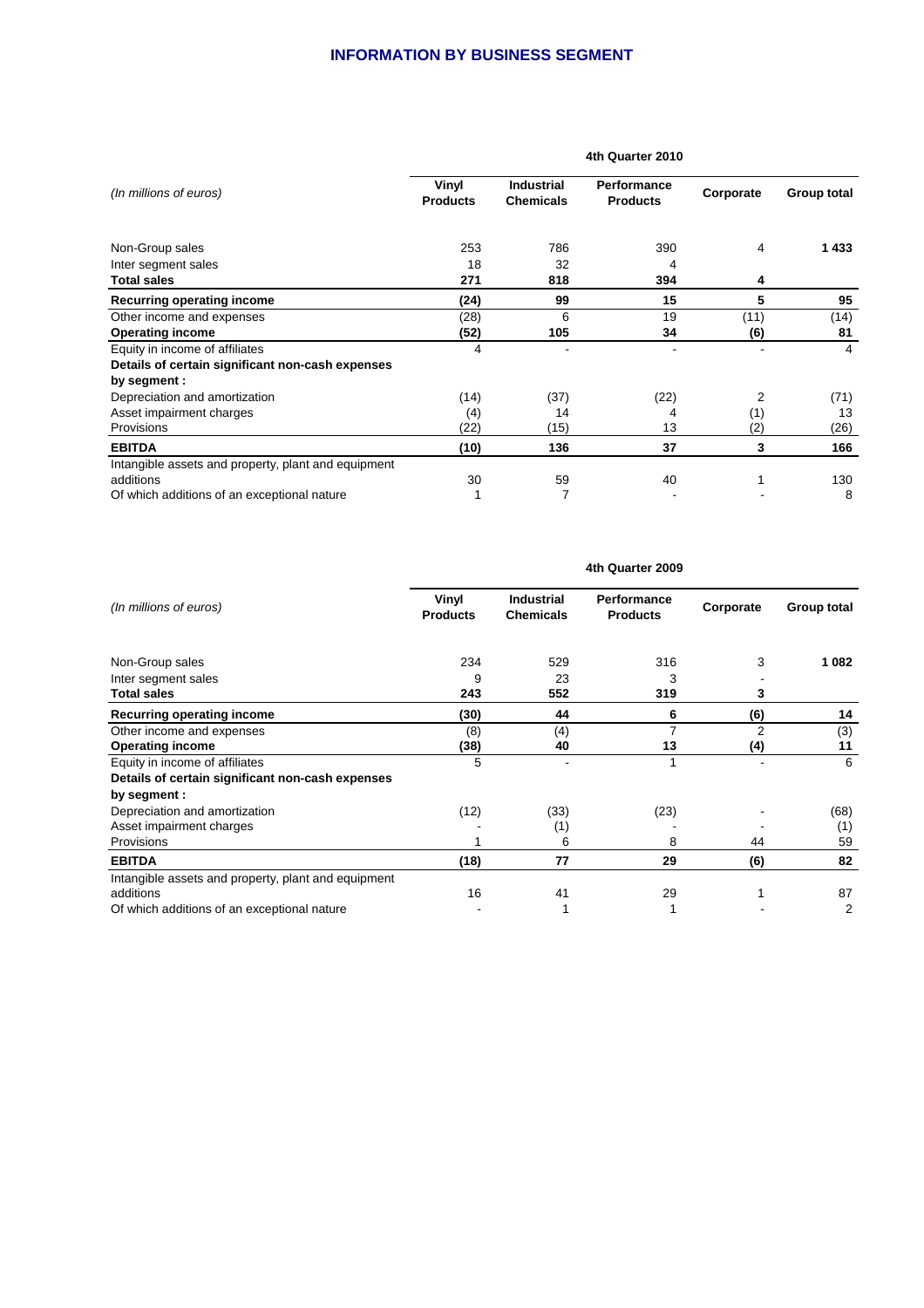## INFORMATION BY BUSINESS SEGMENT

| *(In millions of euros)* | 4th Quarter 2010 | | | | |
|---|---|---|---|---|---|
| | **Vinyl Products** | **Industrial Chemicals** | **Performance Products** | **Corporate** | **Group total** |
| Non-Group sales | 253 | 786 | 390 | 4 | **1 433** |
| Inter segment sales | 18 | 32 | 4 | | |
| **Total sales** | **271** | **818** | **394** | **4** | |
| **Recurring operating income** | **(24)** | **99** | **15** | **5** | **95** |
| Other income and expenses | (28) | 6 | 19 | (11) | (14) |
| **Operating income** | **(52)** | **105** | **34** | **(6)** | **81** |
| Equity in income of affiliates | 4 | - | - | - | 4 |
| **Details of certain significant non-cash expenses by segment :** | | | | | |
| Depreciation and amortization | (14) | (37) | (22) | 2 | (71) |
| Asset impairment charges | (4) | 14 | 4 | (1) | 13 |
| Provisions | (22) | (15) | 13 | (2) | (26) |
| **EBITDA** | **(10)** | **136** | **37** | **3** | **166** |
| Intangible assets and property, plant and equipment additions | 30 | 59 | 40 | 1 | 130 |
| Of which additions of an exceptional nature | 1 | 7 | - | - | 8 |

| *(In millions of euros)* | 4th Quarter 2009 | | | | |
|---|---|---|---|---|---|
| | **Vinyl Products** | **Industrial Chemicals** | **Performance Products** | **Corporate** | **Group total** |
| Non-Group sales | 234 | 529 | 316 | 3 | **1 082** |
| Inter segment sales | 9 | 23 | 3 | - | |
| **Total sales** | **243** | **552** | **319** | **3** | |
| **Recurring operating income** | **(30)** | **44** | **6** | **(6)** | **14** |
| Other income and expenses | (8) | (4) | 7 | 2 | (3) |
| **Operating income** | **(38)** | **40** | **13** | **(4)** | **11** |
| Equity in income of affiliates | 5 | - | 1 | - | 6 |
| **Details of certain significant non-cash expenses by segment :** | | | | | |
| Depreciation and amortization | (12) | (33) | (23) | - | (68) |
| Asset impairment charges | - | (1) | - | - | (1) |
| Provisions | 1 | 6 | 8 | 44 | 59 |
| **EBITDA** | **(18)** | **77** | **29** | **(6)** | **82** |
| Intangible assets and property, plant and equipment additions | 16 | 41 | 29 | 1 | 87 |
| Of which additions of an exceptional nature | - | 1 | 1 | - | 2 |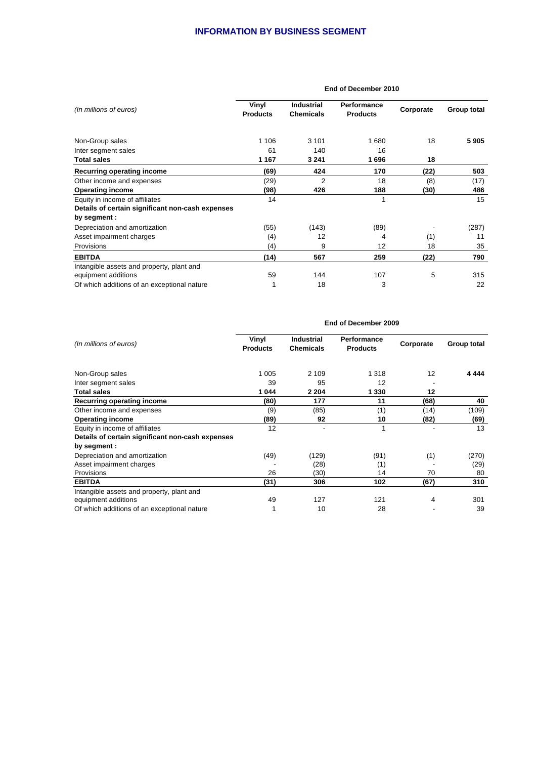# INFORMATION BY BUSINESS SEGMENT

| *(In millions of euros)* | End of December 2010 | | | | |
|---|---|---|---|---|---|
| | **Vinyl Products** | **Industrial Chemicals** | **Performance Products** | **Corporate** | **Group total** |
| Non-Group sales | 1 106 | 3 101 | 1 680 | 18 | **5 905** |
| Inter segment sales | 61 | 140 | 16 | | |
| **Total sales** | **1 167** | **3 241** | **1 696** | **18** | |
| **Recurring operating income** | **(69)** | **424** | **170** | **(22)** | **503** |
| Other income and expenses | (29) | 2 | 18 | (8) | (17) |
| **Operating income** | **(98)** | **426** | **188** | **(30)** | **486** |
| Equity in income of affiliates | 14 | | 1 | | 15 |
| **Details of certain significant non-cash expenses by segment :** | | | | | |
| Depreciation and amortization | (55) | (143) | (89) | - | (287) |
| Asset impairment charges | (4) | 12 | 4 | (1) | 11 |
| Provisions | (4) | 9 | 12 | 18 | 35 |
| **EBITDA** | **(14)** | **567** | **259** | **(22)** | **790** |
| Intangible assets and property, plant and equipment additions | 59 | 144 | 107 | 5 | 315 |
| Of which additions of an exceptional nature | 1 | 18 | 3 | | 22 |

| *(In millions of euros)* | End of December 2009 | | | | |
|---|---|---|---|---|---|
| | **Vinyl Products** | **Industrial Chemicals** | **Performance Products** | **Corporate** | **Group total** |
| Non-Group sales | 1 005 | 2 109 | 1 318 | 12 | **4 444** |
| Inter segment sales | 39 | 95 | 12 | - | |
| **Total sales** | **1 044** | **2 204** | **1 330** | **12** | |
| **Recurring operating income** | **(80)** | **177** | **11** | **(68)** | **40** |
| Other income and expenses | (9) | (85) | (1) | (14) | (109) |
| **Operating income** | **(89)** | **92** | **10** | **(82)** | **(69)** |
| Equity in income of affiliates | 12 | - | 1 | - | 13 |
| **Details of certain significant non-cash expenses by segment :** | | | | | |
| Depreciation and amortization | (49) | (129) | (91) | (1) | (270) |
| Asset impairment charges | - | (28) | (1) | - | (29) |
| Provisions | 26 | (30) | 14 | 70 | 80 |
| **EBITDA** | **(31)** | **306** | **102** | **(67)** | **310** |
| Intangible assets and property, plant and equipment additions | 49 | 127 | 121 | 4 | 301 |
| Of which additions of an exceptional nature | 1 | 10 | 28 | - | 39 |